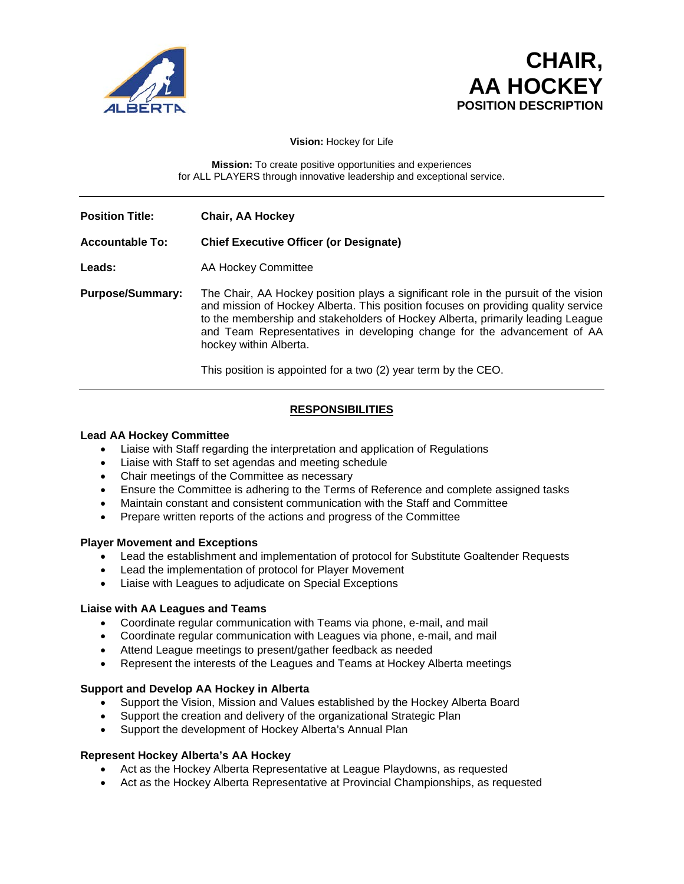# CHAIR, AA HOCKEY

**POSITION DESCRIPTION**

**Vision:** Hockey for Life

**Mission:** To create positive opportunities and experiences for ALL PLAYERS through innovative leadership and exceptional service.

---

| | |
|---|---|
| **Position Title:** | **Chair, AA Hockey** |
| **Accountable To:** | **Chief Executive Officer (or Designate)** |
| **Leads:** | AA Hockey Committee |
| **Purpose/Summary:** | The Chair, AA Hockey position plays a significant role in the pursuit of the vision and mission of Hockey Alberta. This position focuses on providing quality service to the membership and stakeholders of Hockey Alberta, primarily leading League and Team Representatives in developing change for the advancement of AA hockey within Alberta.<br><br>This position is appointed for a two (2) year term by the CEO. |

---

## RESPONSIBILITIES

### Lead AA Hockey Committee

- Liaise with Staff regarding the interpretation and application of Regulations
- Liaise with Staff to set agendas and meeting schedule
- Chair meetings of the Committee as necessary
- Ensure the Committee is adhering to the Terms of Reference and complete assigned tasks
- Maintain constant and consistent communication with the Staff and Committee
- Prepare written reports of the actions and progress of the Committee

### Player Movement and Exceptions

- Lead the establishment and implementation of protocol for Substitute Goaltender Requests
- Lead the implementation of protocol for Player Movement
- Liaise with Leagues to adjudicate on Special Exceptions

### Liaise with AA Leagues and Teams

- Coordinate regular communication with Teams via phone, e-mail, and mail
- Coordinate regular communication with Leagues via phone, e-mail, and mail
- Attend League meetings to present/gather feedback as needed
- Represent the interests of the Leagues and Teams at Hockey Alberta meetings

### Support and Develop AA Hockey in Alberta

- Support the Vision, Mission and Values established by the Hockey Alberta Board
- Support the creation and delivery of the organizational Strategic Plan
- Support the development of Hockey Alberta's Annual Plan

### Represent Hockey Alberta's AA Hockey

- Act as the Hockey Alberta Representative at League Playdowns, as requested
- Act as the Hockey Alberta Representative at Provincial Championships, as requested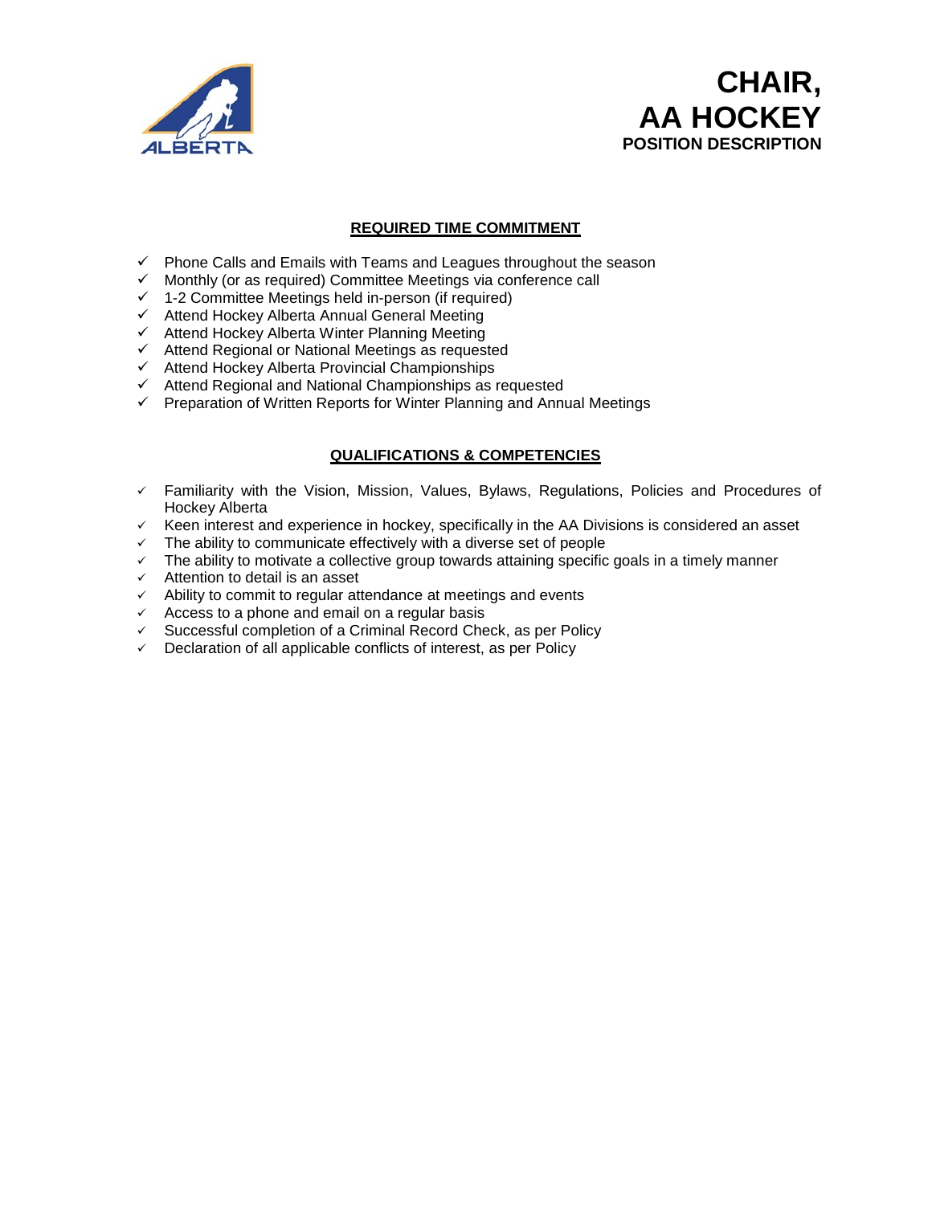# CHAIR, AA HOCKEY

**POSITION DESCRIPTION**

## REQUIRED TIME COMMITMENT

- ✓ Phone Calls and Emails with Teams and Leagues throughout the season
- ✓ Monthly (or as required) Committee Meetings via conference call
- ✓ 1-2 Committee Meetings held in-person (if required)
- ✓ Attend Hockey Alberta Annual General Meeting
- ✓ Attend Hockey Alberta Winter Planning Meeting
- ✓ Attend Regional or National Meetings as requested
- ✓ Attend Hockey Alberta Provincial Championships
- ✓ Attend Regional and National Championships as requested
- ✓ Preparation of Written Reports for Winter Planning and Annual Meetings

## QUALIFICATIONS & COMPETENCIES

- ✓ Familiarity with the Vision, Mission, Values, Bylaws, Regulations, Policies and Procedures of Hockey Alberta
- ✓ Keen interest and experience in hockey, specifically in the AA Divisions is considered an asset
- ✓ The ability to communicate effectively with a diverse set of people
- ✓ The ability to motivate a collective group towards attaining specific goals in a timely manner
- ✓ Attention to detail is an asset
- ✓ Ability to commit to regular attendance at meetings and events
- ✓ Access to a phone and email on a regular basis
- ✓ Successful completion of a Criminal Record Check, as per Policy
- ✓ Declaration of all applicable conflicts of interest, as per Policy